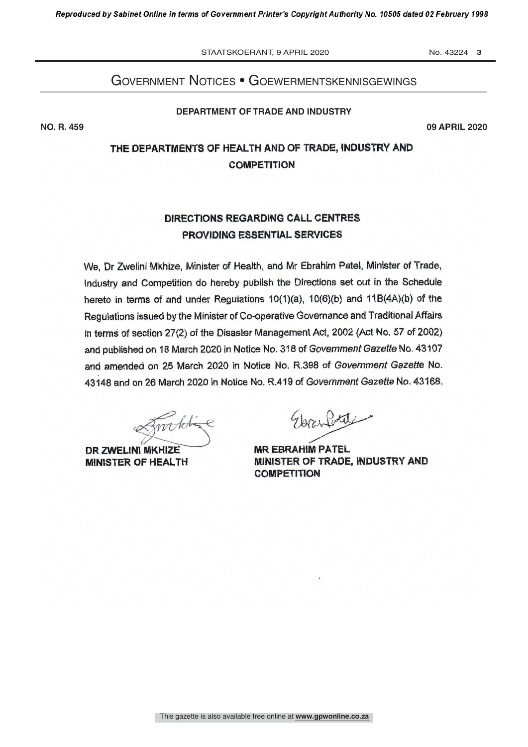# GOVERNMENT NOTICES • GOEWERMENTSKENNISGEWINGS

**DEPARTMENT OF TRADE AND INDUSTRY**

**NO. R. 459** **09 APRIL 2020**

## THE DEPARTMENTS OF HEALTH AND OF TRADE, INDUSTRY AND COMPETITION

## DIRECTIONS REGARDING CALL CENTRES PROVIDING ESSENTIAL SERVICES

We, Dr Zwelini Mkhize, Minister of Health, and Mr Ebrahim Patel, Minister of Trade, Industry and Competition do hereby publish the Directions set out in the Schedule hereto in terms of and under Regulations 10(1)(a), 10(6)(b) and 11B(4A)(b) of the Regulations issued by the Minister of Co-operative Governance and Traditional Affairs in terms of section 27(2) of the Disaster Management Act, 2002 (Act No. 57 of 2002) and published on 18 March 2020 in Notice No. 318 of *Government Gazette* No. 43107 and amended on 25 March 2020 in Notice No. R.398 of *Government Gazette* No. 43148 and on 26 March 2020 in Notice No. R.419 of *Government Gazette* No. 43168.

**DR ZWELINI MKHIZE**
**MINISTER OF HEALTH**

**MR EBRAHIM PATEL**
**MINISTER OF TRADE, INDUSTRY AND COMPETITION**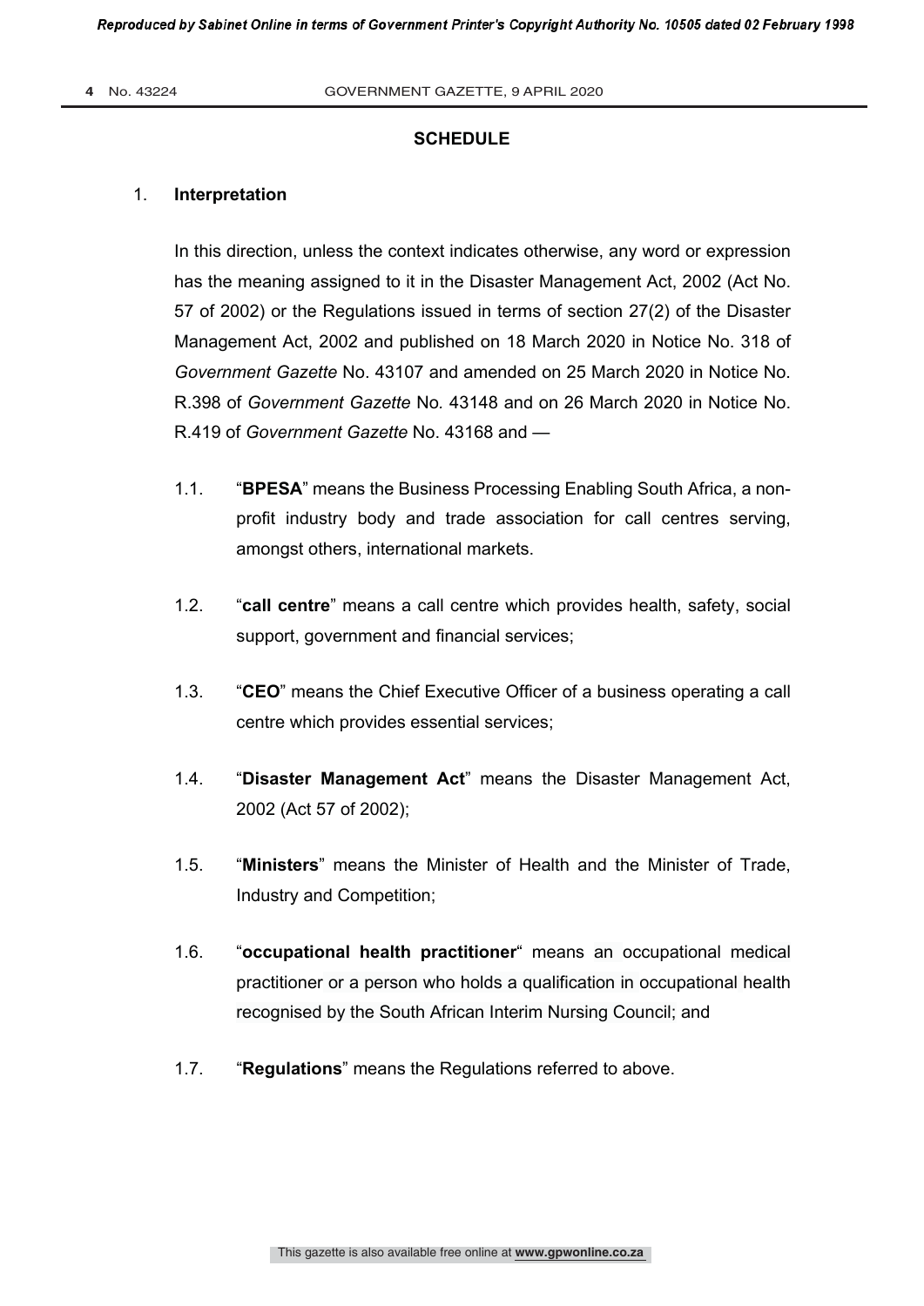## SCHEDULE

1. **Interpretation**

In this direction, unless the context indicates otherwise, any word or expression has the meaning assigned to it in the Disaster Management Act, 2002 (Act No. 57 of 2002) or the Regulations issued in terms of section 27(2) of the Disaster Management Act, 2002 and published on 18 March 2020 in Notice No. 318 of *Government Gazette* No. 43107 and amended on 25 March 2020 in Notice No. R.398 of *Government Gazette* No. 43148 and on 26 March 2020 in Notice No. R.419 of *Government Gazette* No. 43168 and —

1.1. "**BPESA**" means the Business Processing Enabling South Africa, a non-profit industry body and trade association for call centres serving, amongst others, international markets.

1.2. "**call centre**" means a call centre which provides health, safety, social support, government and financial services;

1.3. "**CEO**" means the Chief Executive Officer of a business operating a call centre which provides essential services;

1.4. "**Disaster Management Act**" means the Disaster Management Act, 2002 (Act 57 of 2002);

1.5. "**Ministers**" means the Minister of Health and the Minister of Trade, Industry and Competition;

1.6. "**occupational health practitioner**" means an occupational medical practitioner or a person who holds a qualification in occupational health recognised by the South African Interim Nursing Council; and

1.7. "**Regulations**" means the Regulations referred to above.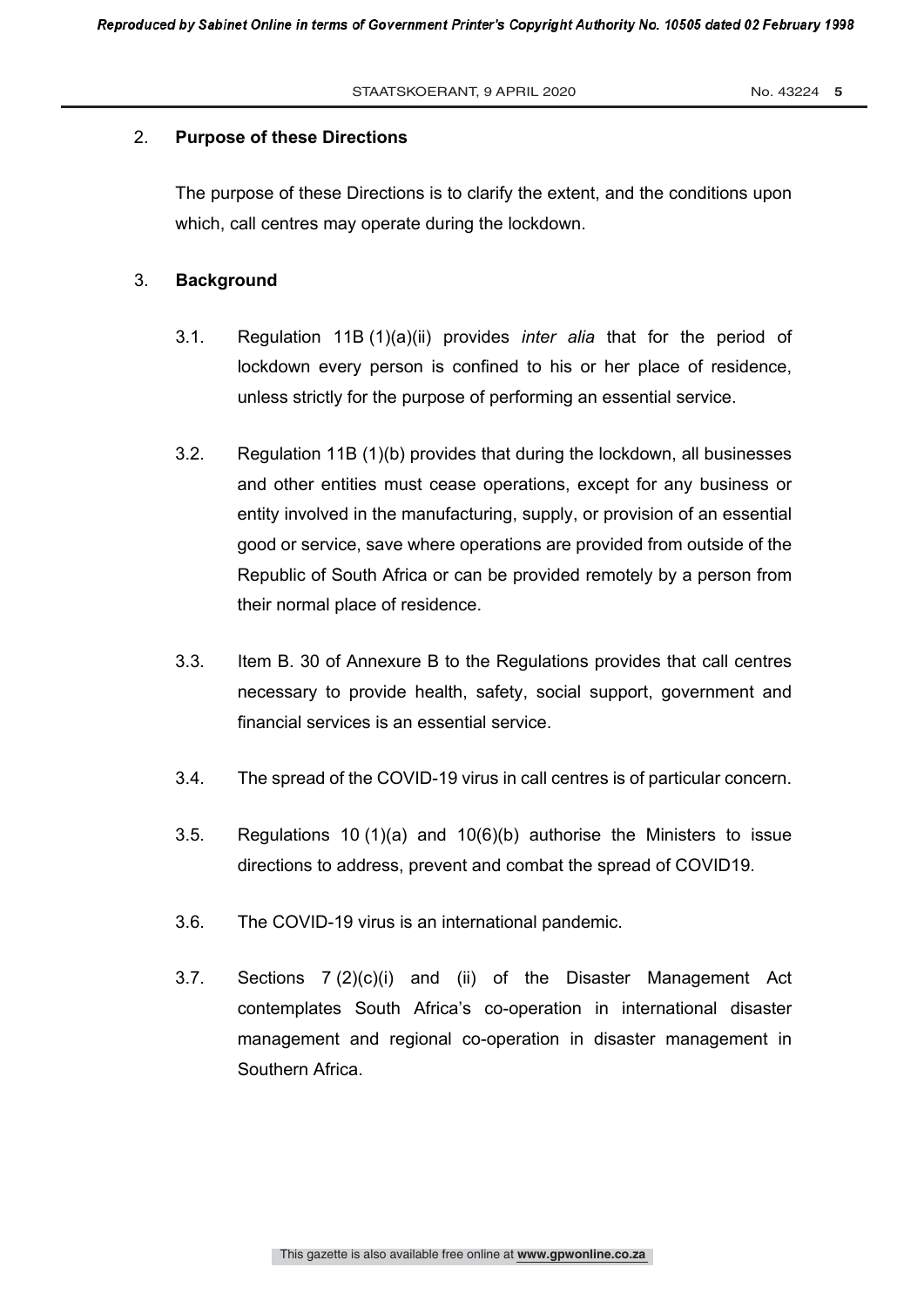## 2. Purpose of these Directions

The purpose of these Directions is to clarify the extent, and the conditions upon which, call centres may operate during the lockdown.

## 3. Background

3.1. Regulation 11B (1)(a)(ii) provides *inter alia* that for the period of lockdown every person is confined to his or her place of residence, unless strictly for the purpose of performing an essential service.

3.2. Regulation 11B (1)(b) provides that during the lockdown, all businesses and other entities must cease operations, except for any business or entity involved in the manufacturing, supply, or provision of an essential good or service, save where operations are provided from outside of the Republic of South Africa or can be provided remotely by a person from their normal place of residence.

3.3. Item B. 30 of Annexure B to the Regulations provides that call centres necessary to provide health, safety, social support, government and financial services is an essential service.

3.4. The spread of the COVID-19 virus in call centres is of particular concern.

3.5. Regulations 10 (1)(a) and 10(6)(b) authorise the Ministers to issue directions to address, prevent and combat the spread of COVID19.

3.6. The COVID-19 virus is an international pandemic.

3.7. Sections 7 (2)(c)(i) and (ii) of the Disaster Management Act contemplates South Africa's co-operation in international disaster management and regional co-operation in disaster management in Southern Africa.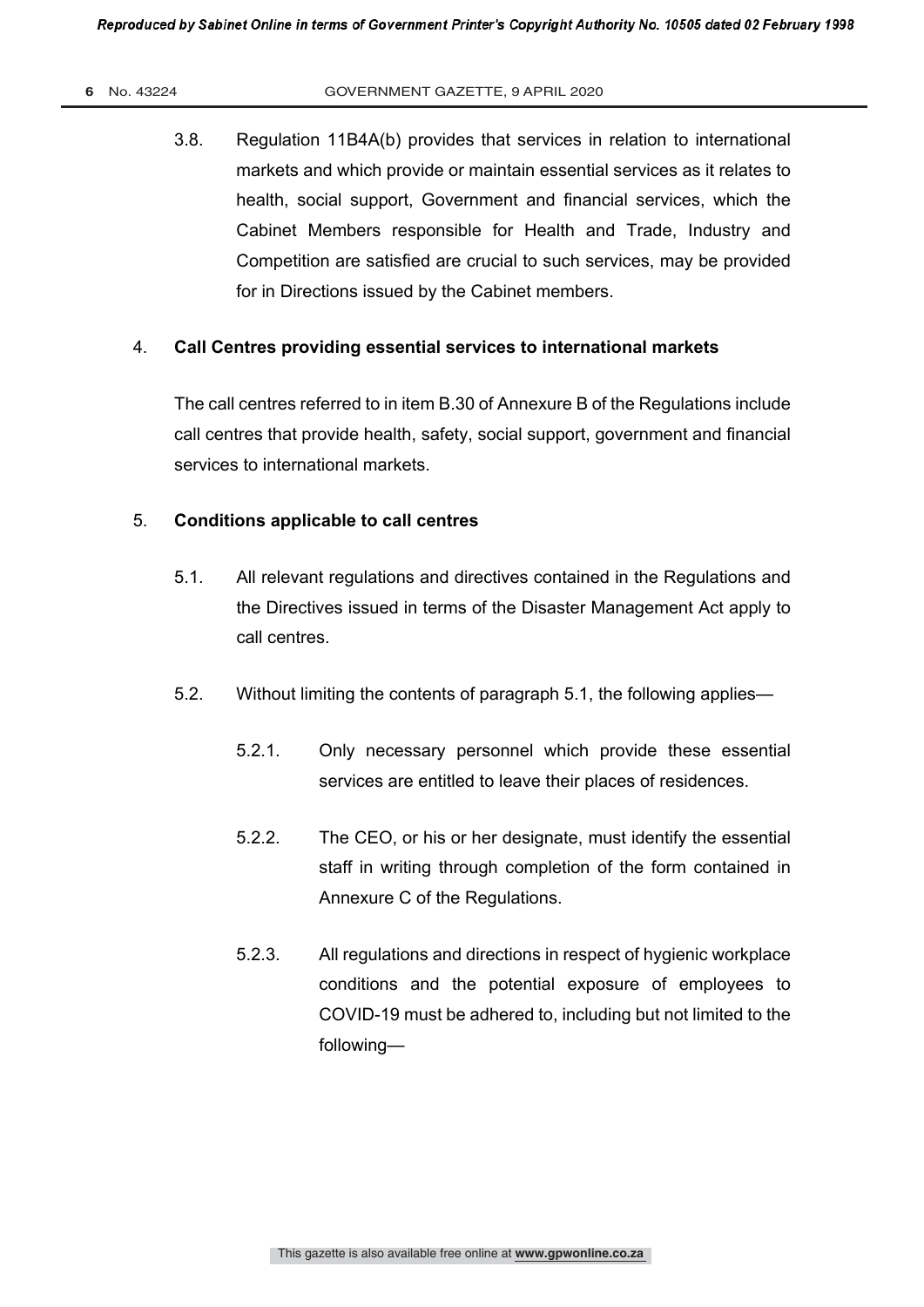3.8. Regulation 11B4A(b) provides that services in relation to international markets and which provide or maintain essential services as it relates to health, social support, Government and financial services, which the Cabinet Members responsible for Health and Trade, Industry and Competition are satisfied are crucial to such services, may be provided for in Directions issued by the Cabinet members.

4. **Call Centres providing essential services to international markets**

The call centres referred to in item B.30 of Annexure B of the Regulations include call centres that provide health, safety, social support, government and financial services to international markets.

5. **Conditions applicable to call centres**

5.1. All relevant regulations and directives contained in the Regulations and the Directives issued in terms of the Disaster Management Act apply to call centres.

5.2. Without limiting the contents of paragraph 5.1, the following applies—

5.2.1. Only necessary personnel which provide these essential services are entitled to leave their places of residences.

5.2.2. The CEO, or his or her designate, must identify the essential staff in writing through completion of the form contained in Annexure C of the Regulations.

5.2.3. All regulations and directions in respect of hygienic workplace conditions and the potential exposure of employees to COVID-19 must be adhered to, including but not limited to the following—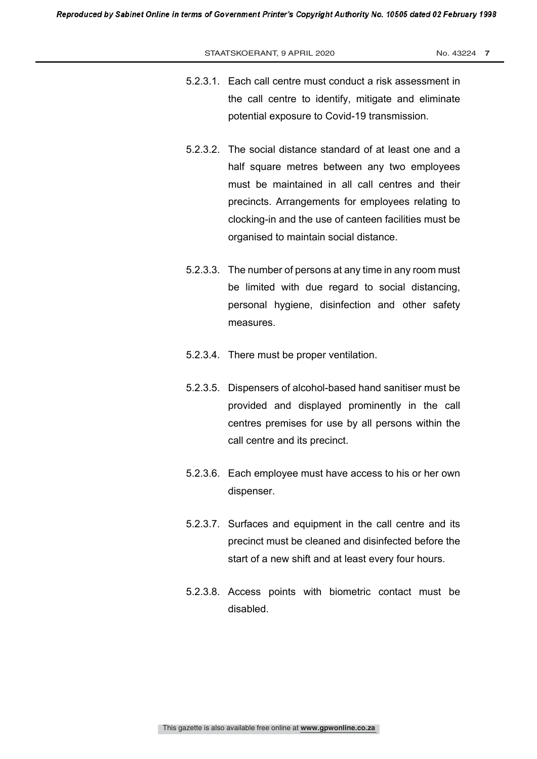5.2.3.1. Each call centre must conduct a risk assessment in the call centre to identify, mitigate and eliminate potential exposure to Covid-19 transmission.

5.2.3.2. The social distance standard of at least one and a half square metres between any two employees must be maintained in all call centres and their precincts. Arrangements for employees relating to clocking-in and the use of canteen facilities must be organised to maintain social distance.

5.2.3.3. The number of persons at any time in any room must be limited with due regard to social distancing, personal hygiene, disinfection and other safety measures.

5.2.3.4. There must be proper ventilation.

5.2.3.5. Dispensers of alcohol-based hand sanitiser must be provided and displayed prominently in the call centres premises for use by all persons within the call centre and its precinct.

5.2.3.6. Each employee must have access to his or her own dispenser.

5.2.3.7. Surfaces and equipment in the call centre and its precinct must be cleaned and disinfected before the start of a new shift and at least every four hours.

5.2.3.8. Access points with biometric contact must be disabled.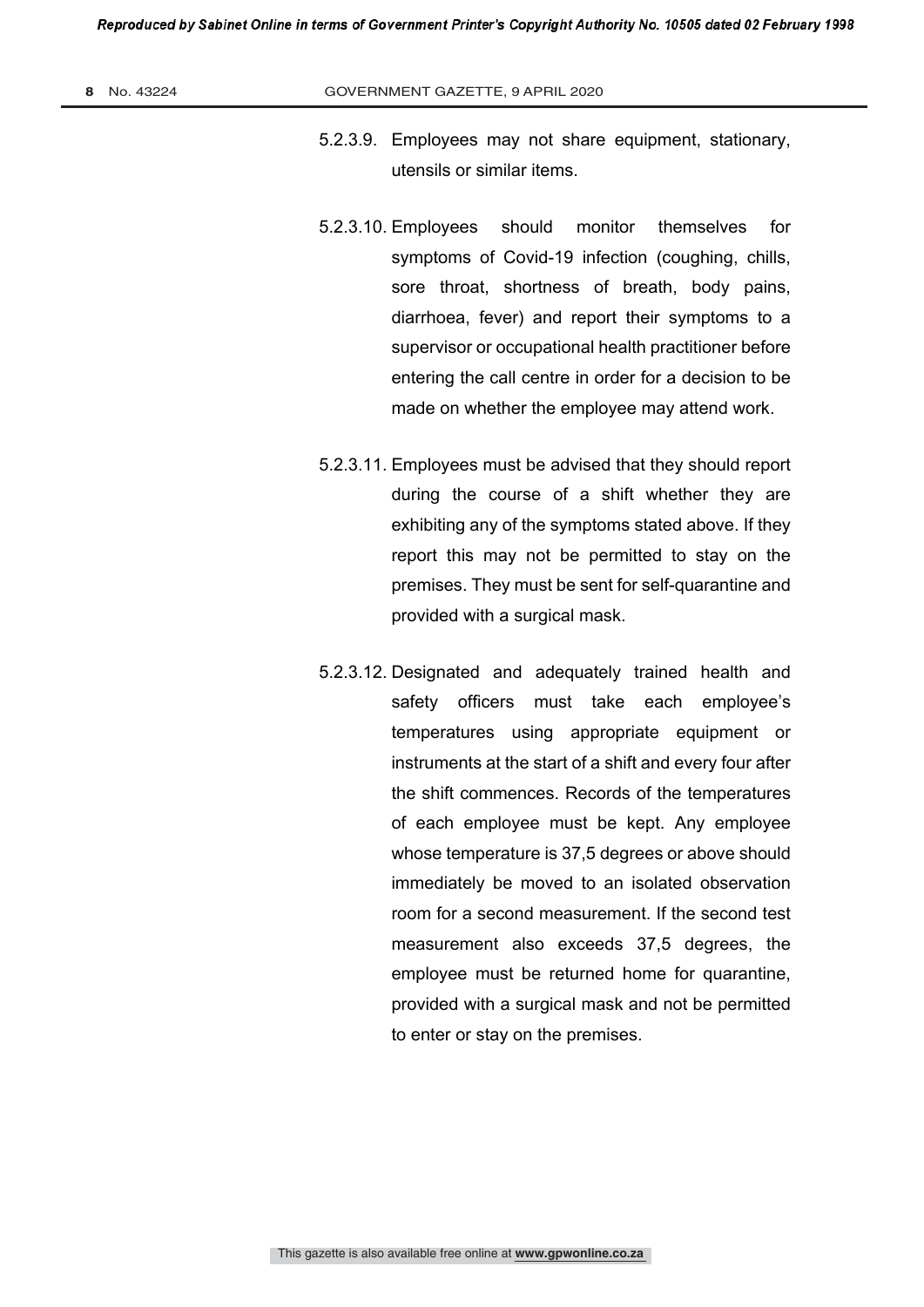5.2.3.9. Employees may not share equipment, stationary, utensils or similar items.

5.2.3.10. Employees should monitor themselves for symptoms of Covid-19 infection (coughing, chills, sore throat, shortness of breath, body pains, diarrhoea, fever) and report their symptoms to a supervisor or occupational health practitioner before entering the call centre in order for a decision to be made on whether the employee may attend work.

5.2.3.11. Employees must be advised that they should report during the course of a shift whether they are exhibiting any of the symptoms stated above. If they report this may not be permitted to stay on the premises. They must be sent for self-quarantine and provided with a surgical mask.

5.2.3.12. Designated and adequately trained health and safety officers must take each employee's temperatures using appropriate equipment or instruments at the start of a shift and every four after the shift commences. Records of the temperatures of each employee must be kept. Any employee whose temperature is 37,5 degrees or above should immediately be moved to an isolated observation room for a second measurement. If the second test measurement also exceeds 37,5 degrees, the employee must be returned home for quarantine, provided with a surgical mask and not be permitted to enter or stay on the premises.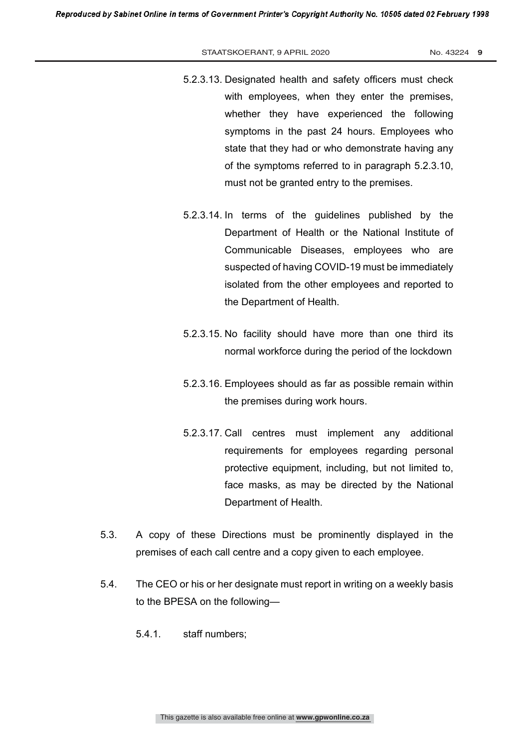5.2.3.13. Designated health and safety officers must check with employees, when they enter the premises, whether they have experienced the following symptoms in the past 24 hours. Employees who state that they had or who demonstrate having any of the symptoms referred to in paragraph 5.2.3.10, must not be granted entry to the premises.

5.2.3.14. In terms of the guidelines published by the Department of Health or the National Institute of Communicable Diseases, employees who are suspected of having COVID-19 must be immediately isolated from the other employees and reported to the Department of Health.

5.2.3.15. No facility should have more than one third its normal workforce during the period of the lockdown

5.2.3.16. Employees should as far as possible remain within the premises during work hours.

5.2.3.17. Call centres must implement any additional requirements for employees regarding personal protective equipment, including, but not limited to, face masks, as may be directed by the National Department of Health.

5.3. A copy of these Directions must be prominently displayed in the premises of each call centre and a copy given to each employee.

5.4. The CEO or his or her designate must report in writing on a weekly basis to the BPESA on the following—

5.4.1. staff numbers;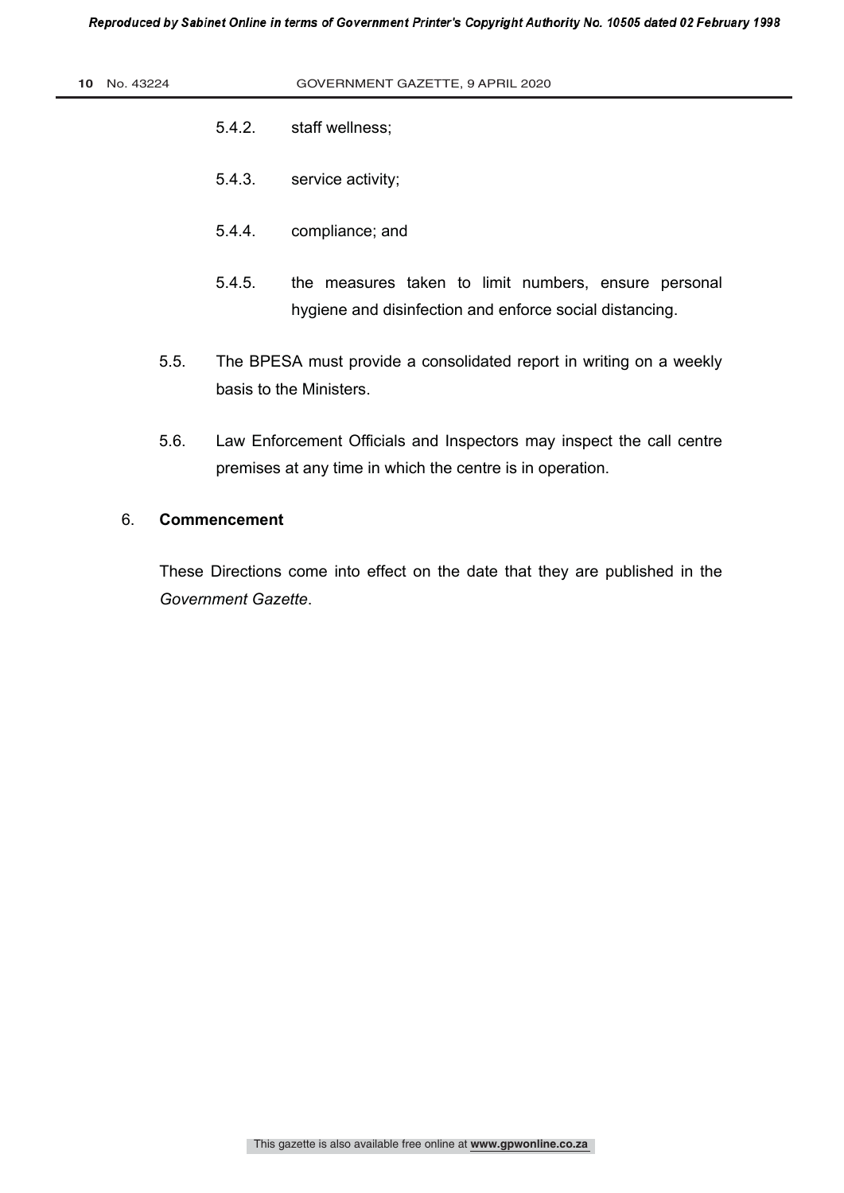5.4.2. staff wellness;

5.4.3. service activity;

5.4.4. compliance; and

5.4.5. the measures taken to limit numbers, ensure personal hygiene and disinfection and enforce social distancing.

5.5. The BPESA must provide a consolidated report in writing on a weekly basis to the Ministers.

5.6. Law Enforcement Officials and Inspectors may inspect the call centre premises at any time in which the centre is in operation.

6. **Commencement**

These Directions come into effect on the date that they are published in the *Government Gazette*.